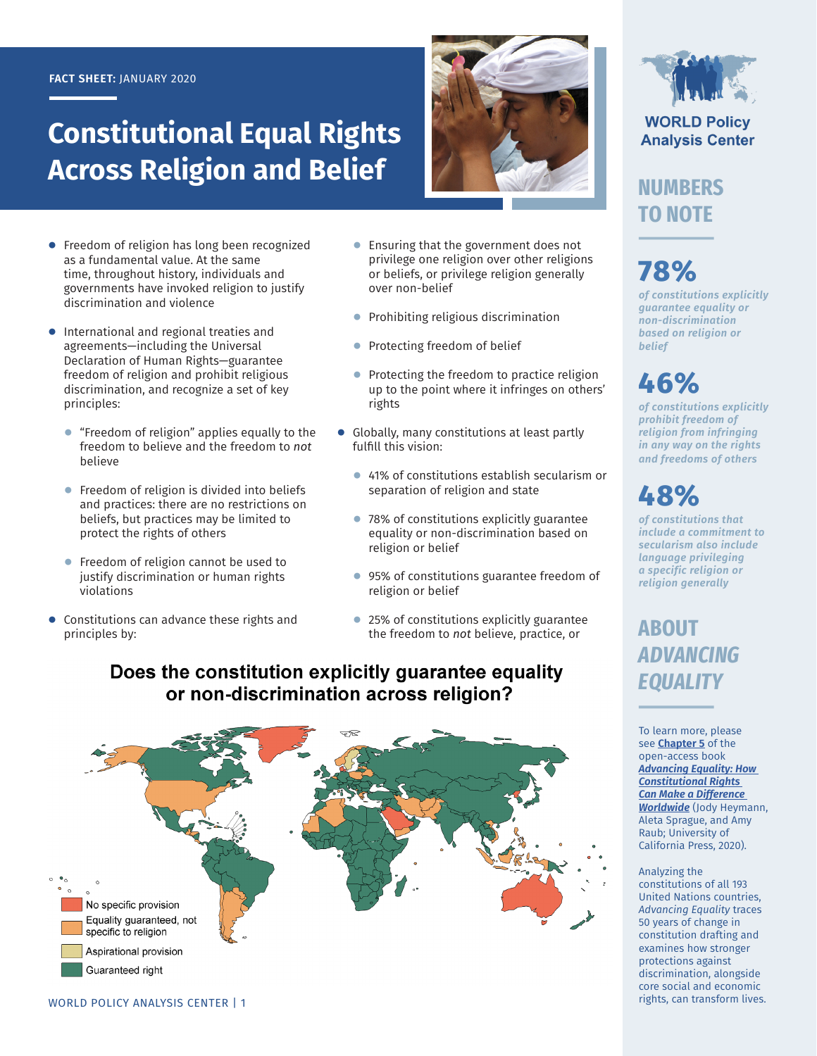FACT SHEET: JANUARY 2020

# Constitutional Equal Rights Across Religion and Belief

- Freedom of religion has long been recognized as a fundamental value. At the same time, throughout history, individuals and governments have invoked religion to justify discrimination and violence
- International and regional treaties and agreements—including the Universal Declaration of Human Rights—guarantee freedom of religion and prohibit religious discrimination, and recognize a set of key principles:
  - "Freedom of religion" applies equally to the freedom to believe and the freedom to *not* believe
  - Freedom of religion is divided into beliefs and practices: there are no restrictions on beliefs, but practices may be limited to protect the rights of others
  - Freedom of religion cannot be used to justify discrimination or human rights violations
- Constitutions can advance these rights and principles by:
  - Ensuring that the government does not privilege one religion over other religions or beliefs, or privilege religion generally over non-belief
  - Prohibiting religious discrimination
  - Protecting freedom of belief
  - Protecting the freedom to practice religion up to the point where it infringes on others' rights
- Globally, many constitutions at least partly fulfill this vision:
  - 41% of constitutions establish secularism or separation of religion and state
  - 78% of constitutions explicitly guarantee equality or non-discrimination based on religion or belief
  - 95% of constitutions guarantee freedom of religion or belief
  - 25% of constitutions explicitly guarantee the freedom to *not* believe, practice, or

## Does the constitution explicitly guarantee equality or non-discrimination across religion?

- No specific provision
- Equality guaranteed, not specific to religion
- Aspirational provision
- Guaranteed right

WORLD Policy Analysis Center

## NUMBERS TO NOTE

**78%**

*of constitutions explicitly guarantee equality or non-discrimination based on religion or belief*

**46%**

*of constitutions explicitly prohibit freedom of religion from infringing in any way on the rights and freedoms of others*

**48%**

*of constitutions that include a commitment to secularism also include language privileging a specific religion or religion generally*

## ABOUT *ADVANCING EQUALITY*

To learn more, please see **Chapter 5** of the open-access book ***Advancing Equality: How Constitutional Rights Can Make a Difference Worldwide*** (Jody Heymann, Aleta Sprague, and Amy Raub; University of California Press, 2020).

Analyzing the constitutions of all 193 United Nations countries, *Advancing Equality* traces 50 years of change in constitution drafting and examines how stronger protections against discrimination, alongside core social and economic rights, can transform lives.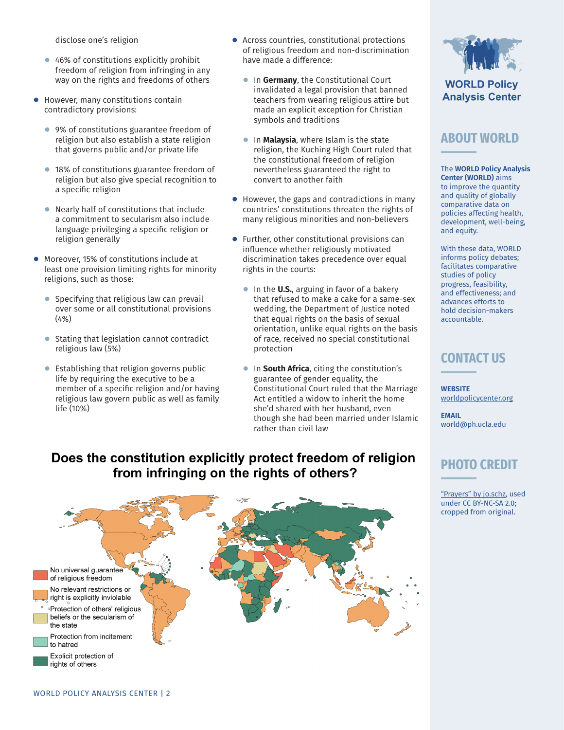disclose one's religion

- 46% of constitutions explicitly prohibit freedom of religion from infringing in any way on the rights and freedoms of others

- However, many constitutions contain contradictory provisions:
  - 9% of constitutions guarantee freedom of religion but also establish a state religion that governs public and/or private life
  - 18% of constitutions guarantee freedom of religion but also give special recognition to a specific religion
  - Nearly half of constitutions that include a commitment to secularism also include language privileging a specific religion or religion generally

- Moreover, 15% of constitutions include at least one provision limiting rights for minority religions, such as those:
  - Specifying that religious law can prevail over some or all constitutional provisions (4%)
  - Stating that legislation cannot contradict religious law (5%)
  - Establishing that religion governs public life by requiring the executive to be a member of a specific religion and/or having religious law govern public as well as family life (10%)

- Across countries, constitutional protections of religious freedom and non-discrimination have made a difference:
  - In **Germany**, the Constitutional Court invalidated a legal provision that banned teachers from wearing religious attire but made an explicit exception for Christian symbols and traditions
  - In **Malaysia**, where Islam is the state religion, the Kuching High Court ruled that the constitutional freedom of religion nevertheless guaranteed the right to convert to another faith

- However, the gaps and contradictions in many countries' constitutions threaten the rights of many religious minorities and non-believers

- Further, other constitutional provisions can influence whether religiously motivated discrimination takes precedence over equal rights in the courts:
  - In the **U.S.**, arguing in favor of a bakery that refused to make a cake for a same-sex wedding, the Department of Justice noted that equal rights on the basis of sexual orientation, unlike equal rights on the basis of race, received no special constitutional protection
  - In **South Africa**, citing the constitution's guarantee of gender equality, the Constitutional Court ruled that the Marriage Act entitled a widow to inherit the home she'd shared with her husband, even though she had been married under Islamic rather than civil law

**Does the constitution explicitly protect freedom of religion from infringing on the rights of others?**

No universal guarantee of religious freedom

No relevant restrictions or right is explicitly inviolable

Protection of others' religious beliefs or the secularism of the state

Protection from incitement to hatred

Explicit protection of rights of others

WORLD Policy Analysis Center

## ABOUT WORLD

The **WORLD Policy Analysis Center (WORLD)** aims to improve the quantity and quality of globally comparative data on policies affecting health, development, well-being, and equity.

With these data, WORLD informs policy debates; facilitates comparative studies of policy progress, feasibility, and effectiveness; and advances efforts to hold decision-makers accountable.

## CONTACT US

**WEBSITE**
worldpolicycenter.org

**EMAIL**
world@ph.ucla.edu

## PHOTO CREDIT

"Prayers" by jo.schz, used under CC BY-NC-SA 2.0; cropped from original.